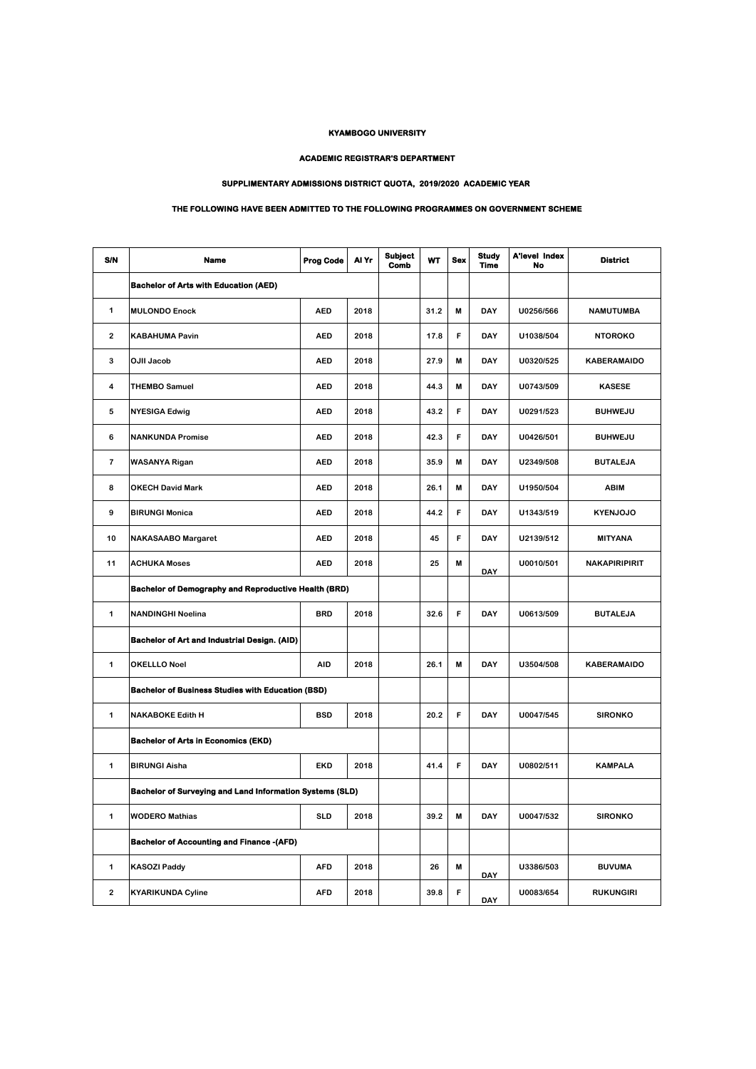**KYAMBOGO UNIVERSITY**

**ACADEMIC REGISTRAR'S DEPARTMENT**

**SUPPLIMENTARY ADMISSIONS DISTRICT QUOTA, 2019/2020 ACADEMIC YEAR**

**THE FOLLOWING HAVE BEEN ADMITTED TO THE FOLLOWING PROGRAMMES ON GOVERNMENT SCHEME**

| S/N | Name | Prog Code | Al Yr | Subject Comb | WT | Sex | Study Time | A'level Index No | District |
|---|---|---|---|---|---|---|---|---|---|
| | **Bachelor of Arts with Education (AED)** | | | | | | | | |
| 1 | MULONDO Enock | AED | 2018 | | 31.2 | M | DAY | U0256/566 | NAMUTUMBA |
| 2 | KABAHUMA Pavin | AED | 2018 | | 17.8 | F | DAY | U1038/504 | NTOROKO |
| 3 | OJII Jacob | AED | 2018 | | 27.9 | M | DAY | U0320/525 | KABERAMAIDO |
| 4 | THEMBO Samuel | AED | 2018 | | 44.3 | M | DAY | U0743/509 | KASESE |
| 5 | NYESIGA Edwig | AED | 2018 | | 43.2 | F | DAY | U0291/523 | BUHWEJU |
| 6 | NANKUNDA Promise | AED | 2018 | | 42.3 | F | DAY | U0426/501 | BUHWEJU |
| 7 | WASANYA Rigan | AED | 2018 | | 35.9 | M | DAY | U2349/508 | BUTALEJA |
| 8 | OKECH David Mark | AED | 2018 | | 26.1 | M | DAY | U1950/504 | ABIM |
| 9 | BIRUNGI Monica | AED | 2018 | | 44.2 | F | DAY | U1343/519 | KYENJOJO |
| 10 | NAKASAABO Margaret | AED | 2018 | | 45 | F | DAY | U2139/512 | MITYANA |
| 11 | ACHUKA Moses | AED | 2018 | | 25 | M | DAY | U0010/501 | NAKAPIRIPIRIT |
| | **Bachelor of Demography and Reproductive Health (BRD)** | | | | | | | | |
| 1 | NANDINGHI Noelina | BRD | 2018 | | 32.6 | F | DAY | U0613/509 | BUTALEJA |
| | **Bachelor of Art and Industrial Design. (AID)** | | | | | | | | |
| 1 | OKELLLO Noel | AID | 2018 | | 26.1 | M | DAY | U3504/508 | KABERAMAIDO |
| | **Bachelor of Business Studies with Education (BSD)** | | | | | | | | |
| 1 | NAKABOKE Edith H | BSD | 2018 | | 20.2 | F | DAY | U0047/545 | SIRONKO |
| | **Bachelor of Arts in Economics (EKD)** | | | | | | | | |
| 1 | BIRUNGI Aisha | EKD | 2018 | | 41.4 | F | DAY | U0802/511 | KAMPALA |
| | **Bachelor of Surveying and Land Information Systems (SLD)** | | | | | | | | |
| 1 | WODERO Mathias | SLD | 2018 | | 39.2 | M | DAY | U0047/532 | SIRONKO |
| | **Bachelor of Accounting and Finance -(AFD)** | | | | | | | | |
| 1 | KASOZI Paddy | AFD | 2018 | | 26 | M | DAY | U3386/503 | BUVUMA |
| 2 | KYARIKUNDA Cyline | AFD | 2018 | | 39.8 | F | DAY | U0083/654 | RUKUNGIRI |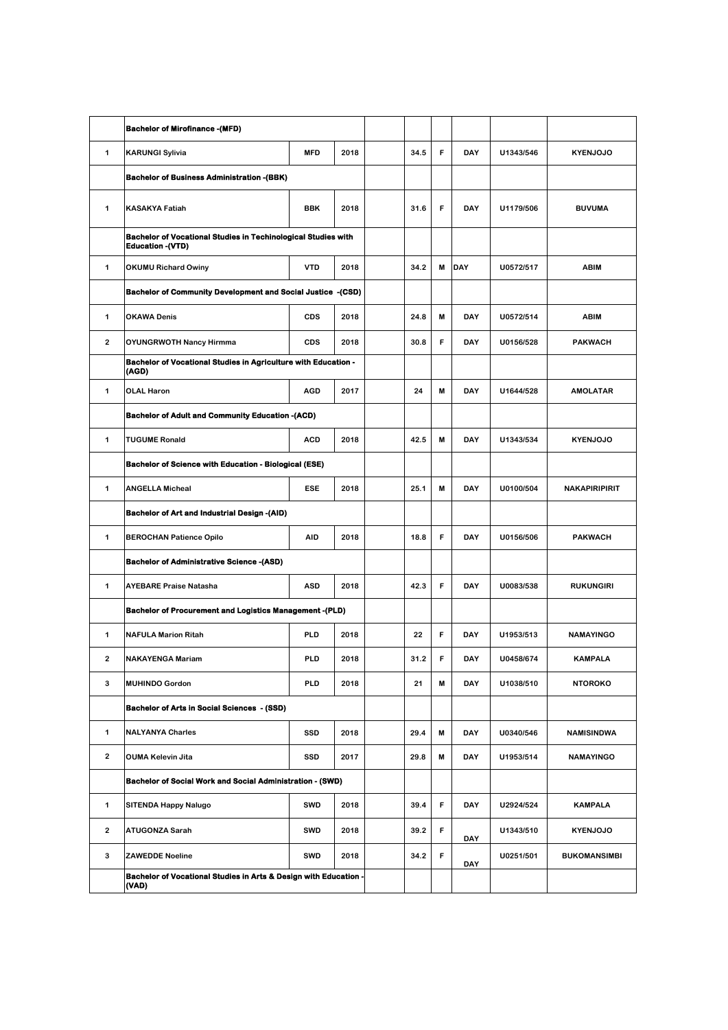| | Bachelor of Mirofinance -(MFD) | | | | | | | | |
|---|---|---|---|---|---|---|---|---|---|
| 1 | KARUNGI Sylivia | MFD | 2018 | | 34.5 | F | DAY | U1343/546 | KYENJOJO |
| | Bachelor of Business Administration -(BBK) | | | | | | | | |
| 1 | KASAKYA Fatiah | BBK | 2018 | | 31.6 | F | DAY | U1179/506 | BUVUMA |
| | Bachelor of Vocational Studies in Techinological Studies with Education -(VTD) | | | | | | | | |
| 1 | OKUMU Richard Owiny | VTD | 2018 | | 34.2 | M | DAY | U0572/517 | ABIM |
| | Bachelor of Community Development and Social Justice -(CSD) | | | | | | | | |
| 1 | OKAWA Denis | CDS | 2018 | | 24.8 | M | DAY | U0572/514 | ABIM |
| 2 | OYUNGRWOTH Nancy Hirmma | CDS | 2018 | | 30.8 | F | DAY | U0156/528 | PAKWACH |
| | Bachelor of Vocational Studies in Agriculture with Education -(AGD) | | | | | | | | |
| 1 | OLAL Haron | AGD | 2017 | | 24 | M | DAY | U1644/528 | AMOLATAR |
| | Bachelor of Adult and Community Education -(ACD) | | | | | | | | |
| 1 | TUGUME Ronald | ACD | 2018 | | 42.5 | M | DAY | U1343/534 | KYENJOJO |
| | Bachelor of Science with Education - Biological (ESE) | | | | | | | | |
| 1 | ANGELLA Micheal | ESE | 2018 | | 25.1 | M | DAY | U0100/504 | NAKAPIRIPIRIT |
| | Bachelor of Art and Industrial Design -(AID) | | | | | | | | |
| 1 | BEROCHAN Patience Opilo | AID | 2018 | | 18.8 | F | DAY | U0156/506 | PAKWACH |
| | Bachelor of Administrative Science -(ASD) | | | | | | | | |
| 1 | AYEBARE Praise Natasha | ASD | 2018 | | 42.3 | F | DAY | U0083/538 | RUKUNGIRI |
| | Bachelor of Procurement and Logistics Management -(PLD) | | | | | | | | |
| 1 | NAFULA Marion Ritah | PLD | 2018 | | 22 | F | DAY | U1953/513 | NAMAYINGO |
| 2 | NAKAYENGA Mariam | PLD | 2018 | | 31.2 | F | DAY | U0458/674 | KAMPALA |
| 3 | MUHINDO Gordon | PLD | 2018 | | 21 | M | DAY | U1038/510 | NTOROKO |
| | Bachelor of Arts in Social Sciences - (SSD) | | | | | | | | |
| 1 | NALYANYA Charles | SSD | 2018 | | 29.4 | M | DAY | U0340/546 | NAMISINDWA |
| 2 | OUMA Kelevin Jita | SSD | 2017 | | 29.8 | M | DAY | U1953/514 | NAMAYINGO |
| | Bachelor of Social Work and Social Administration - (SWD) | | | | | | | | |
| 1 | SITENDA Happy Nalugo | SWD | 2018 | | 39.4 | F | DAY | U2924/524 | KAMPALA |
| 2 | ATUGONZA Sarah | SWD | 2018 | | 39.2 | F | DAY | U1343/510 | KYENJOJO |
| 3 | ZAWEDDE Noeline | SWD | 2018 | | 34.2 | F | DAY | U0251/501 | BUKOMANSIMBI |
| | Bachelor of Vocational Studies in Arts & Design with Education -(VAD) | | | | | | | | |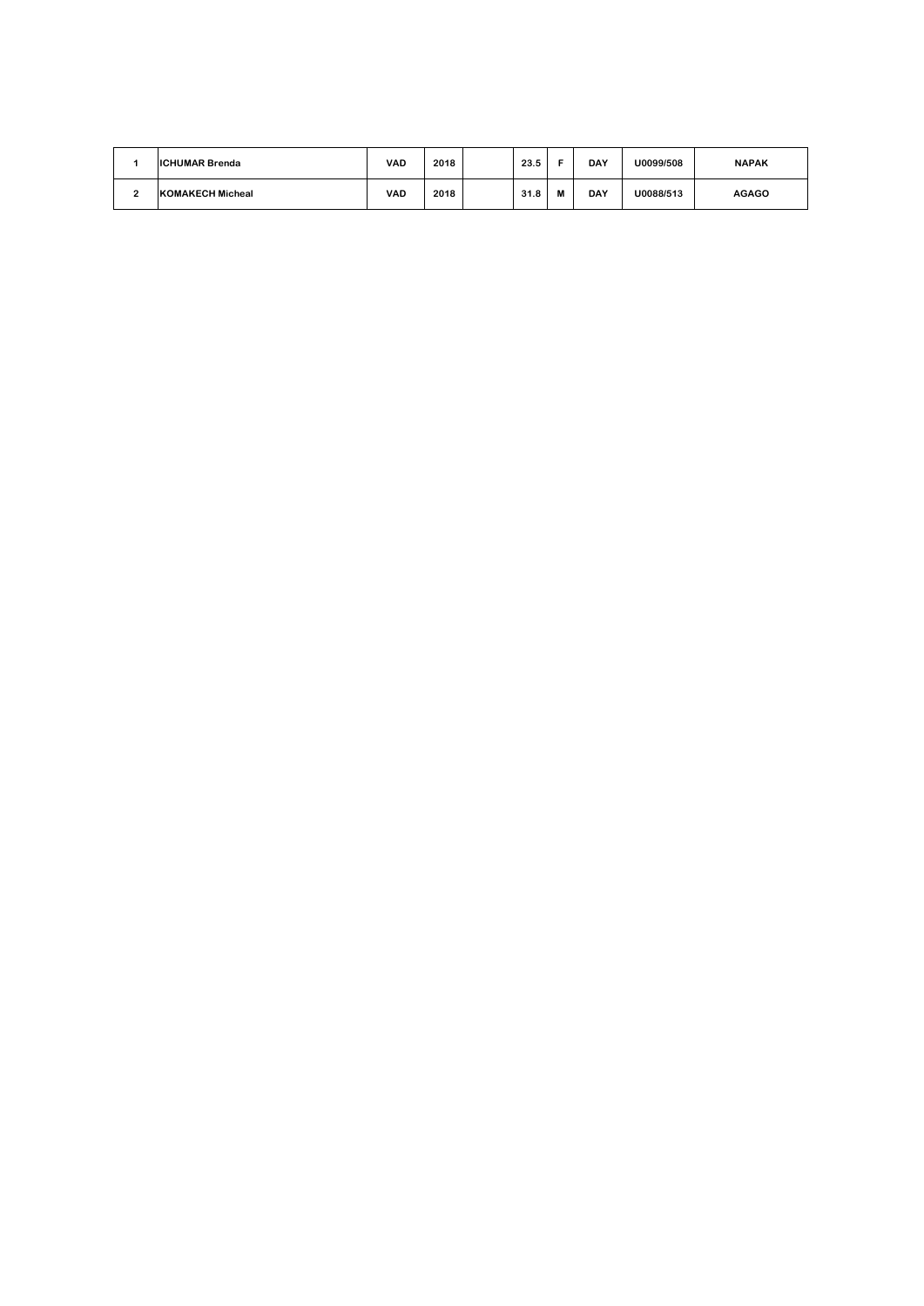| | | | | | | | | | |
|---|---|---|---|---|---|---|---|---|---|
| 1 | ICHUMAR Brenda | VAD | 2018 | | 23.5 | F | DAY | U0099/508 | NAPAK |
| 2 | KOMAKECH Micheal | VAD | 2018 | | 31.8 | M | DAY | U0088/513 | AGAGO |